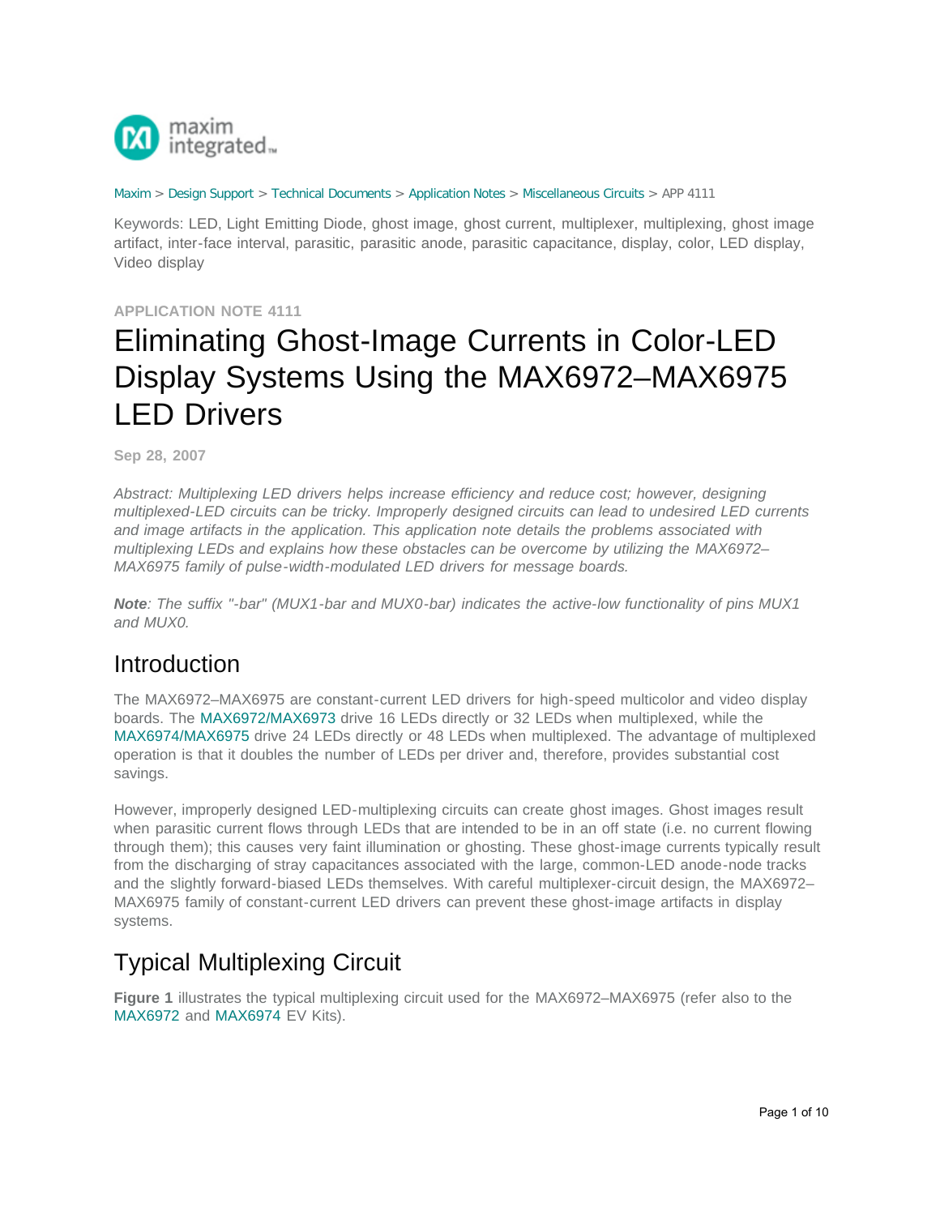Maxim > Design Support > Technical Documents > Application Notes > Miscellaneous Circuits > APP 4111

Keywords: LED, Light Emitting Diode, ghost image, ghost current, multiplexer, multiplexing, ghost image artifact, inter-face interval, parasitic, parasitic anode, parasitic capacitance, display, color, LED display, Video display

APPLICATION NOTE 4111

# Eliminating Ghost-Image Currents in Color-LED Display Systems Using the MAX6972–MAX6975 LED Drivers

Sep 28, 2007

*Abstract: Multiplexing LED drivers helps increase efficiency and reduce cost; however, designing multiplexed-LED circuits can be tricky. Improperly designed circuits can lead to undesired LED currents and image artifacts in the application. This application note details the problems associated with multiplexing LEDs and explains how these obstacles can be overcome by utilizing the MAX6972–MAX6975 family of pulse-width-modulated LED drivers for message boards.*

***Note**: The suffix "-bar" (MUX1-bar and MUX0-bar) indicates the active-low functionality of pins MUX1 and MUX0.*

## Introduction

The MAX6972–MAX6975 are constant-current LED drivers for high-speed multicolor and video display boards. The MAX6972/MAX6973 drive 16 LEDs directly or 32 LEDs when multiplexed, while the MAX6974/MAX6975 drive 24 LEDs directly or 48 LEDs when multiplexed. The advantage of multiplexed operation is that it doubles the number of LEDs per driver and, therefore, provides substantial cost savings.

However, improperly designed LED-multiplexing circuits can create ghost images. Ghost images result when parasitic current flows through LEDs that are intended to be in an off state (i.e. no current flowing through them); this causes very faint illumination or ghosting. These ghost-image currents typically result from the discharging of stray capacitances associated with the large, common-LED anode-node tracks and the slightly forward-biased LEDs themselves. With careful multiplexer-circuit design, the MAX6972–MAX6975 family of constant-current LED drivers can prevent these ghost-image artifacts in display systems.

## Typical Multiplexing Circuit

**Figure 1** illustrates the typical multiplexing circuit used for the MAX6972–MAX6975 (refer also to the MAX6972 and MAX6974 EV Kits).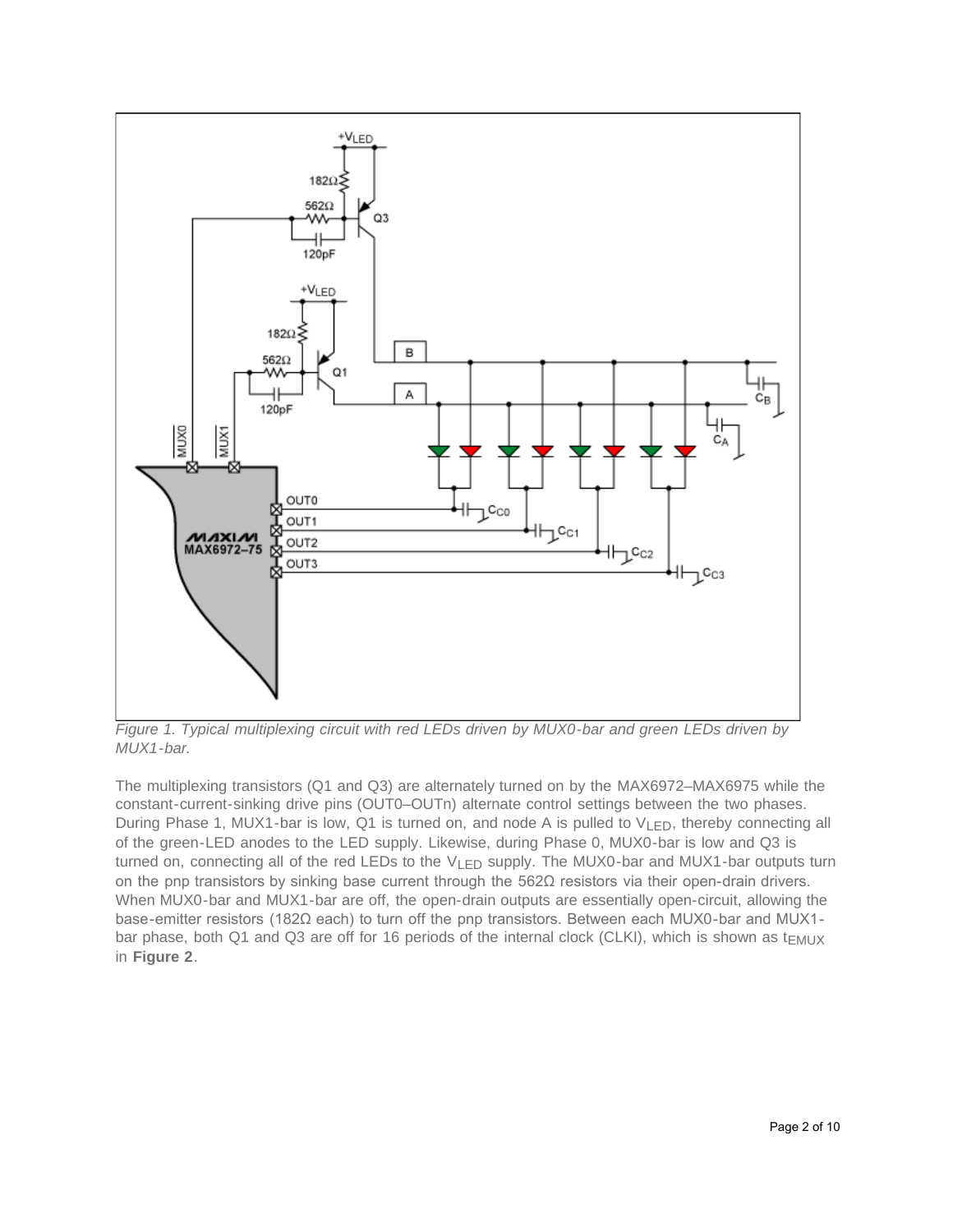*Figure 1. Typical multiplexing circuit with red LEDs driven by MUX0-bar and green LEDs driven by MUX1-bar.*

The multiplexing transistors (Q1 and Q3) are alternately turned on by the MAX6972–MAX6975 while the constant-current-sinking drive pins (OUT0–OUTn) alternate control settings between the two phases. During Phase 1, MUX1-bar is low, Q1 is turned on, and node A is pulled to $V_{LED}$, thereby connecting all of the green-LED anodes to the LED supply. Likewise, during Phase 0, MUX0-bar is low and Q3 is turned on, connecting all of the red LEDs to the $V_{LED}$ supply. The MUX0-bar and MUX1-bar outputs turn on the pnp transistors by sinking base current through the 562Ω resistors via their open-drain drivers. When MUX0-bar and MUX1-bar are off, the open-drain outputs are essentially open-circuit, allowing the base-emitter resistors (182Ω each) to turn off the pnp transistors. Between each MUX0-bar and MUX1-bar phase, both Q1 and Q3 are off for 16 periods of the internal clock (CLKI), which is shown as $t_{EMUX}$ in **Figure 2**.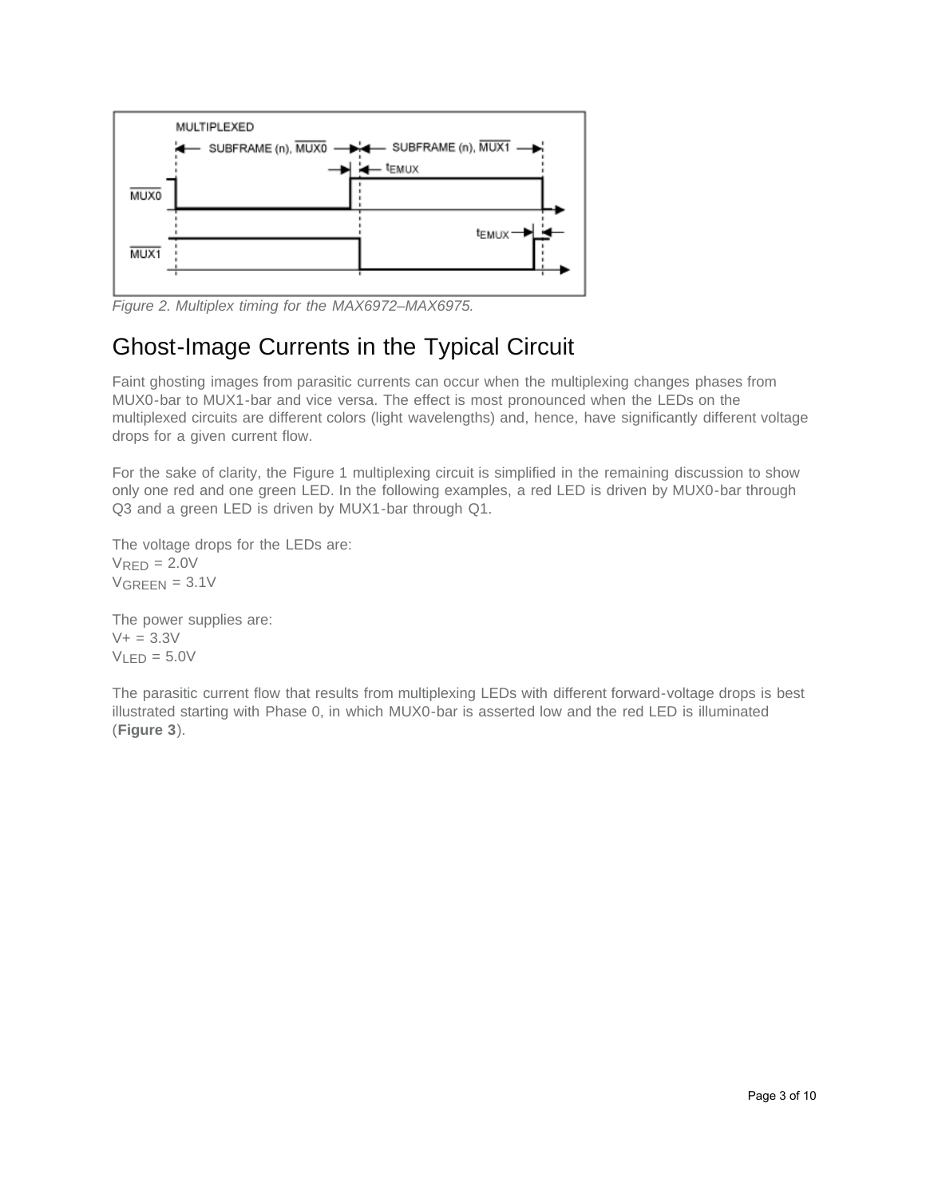Figure 2. Multiplex timing for the MAX6972–MAX6975.

## Ghost-Image Currents in the Typical Circuit

Faint ghosting images from parasitic currents can occur when the multiplexing changes phases from MUX0-bar to MUX1-bar and vice versa. The effect is most pronounced when the LEDs on the multiplexed circuits are different colors (light wavelengths) and, hence, have significantly different voltage drops for a given current flow.

For the sake of clarity, the Figure 1 multiplexing circuit is simplified in the remaining discussion to show only one red and one green LED. In the following examples, a red LED is driven by MUX0-bar through Q3 and a green LED is driven by MUX1-bar through Q1.

The voltage drops for the LEDs are:
$V_{RED}$ = 2.0V
$V_{GREEN}$ = 3.1V

The power supplies are:
V+ = 3.3V
$V_{LED}$ = 5.0V

The parasitic current flow that results from multiplexing LEDs with different forward-voltage drops is best illustrated starting with Phase 0, in which MUX0-bar is asserted low and the red LED is illuminated (**Figure 3**).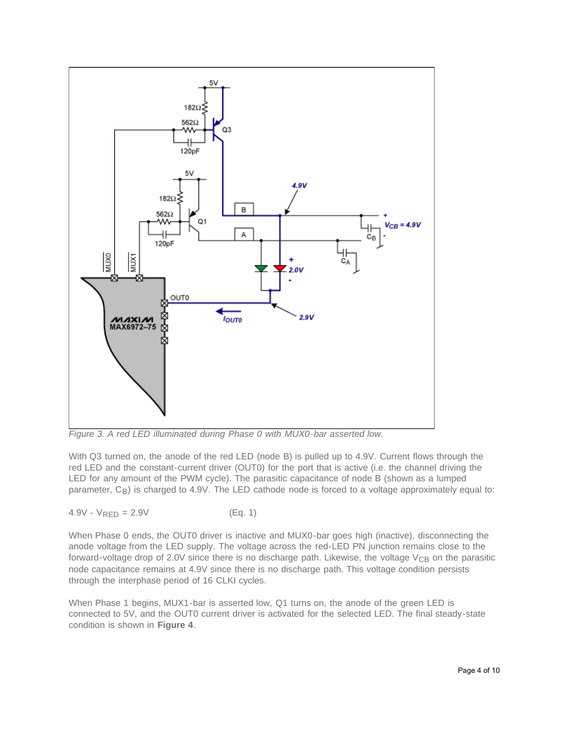Figure 3. A red LED illuminated during Phase 0 with MUX0-bar asserted low.

With Q3 turned on, the anode of the red LED (node B) is pulled up to 4.9V. Current flows through the red LED and the constant-current driver (OUT0) for the port that is active (i.e. the channel driving the LED for any amount of the PWM cycle). The parasitic capacitance of node B (shown as a lumped parameter, $C_B$) is charged to 4.9V. The LED cathode node is forced to a voltage approximately equal to:

$4.9V - V_{RED} = 2.9V$ (Eq. 1)

When Phase 0 ends, the OUT0 driver is inactive and MUX0-bar goes high (inactive), disconnecting the anode voltage from the LED supply. The voltage across the red-LED PN junction remains close to the forward-voltage drop of 2.0V since there is no discharge path. Likewise, the voltage $V_{CB}$ on the parasitic node capacitance remains at 4.9V since there is no discharge path. This voltage condition persists through the interphase period of 16 CLKI cycles.

When Phase 1 begins, MUX1-bar is asserted low, Q1 turns on, the anode of the green LED is connected to 5V, and the OUT0 current driver is activated for the selected LED. The final steady-state condition is shown in **Figure 4**.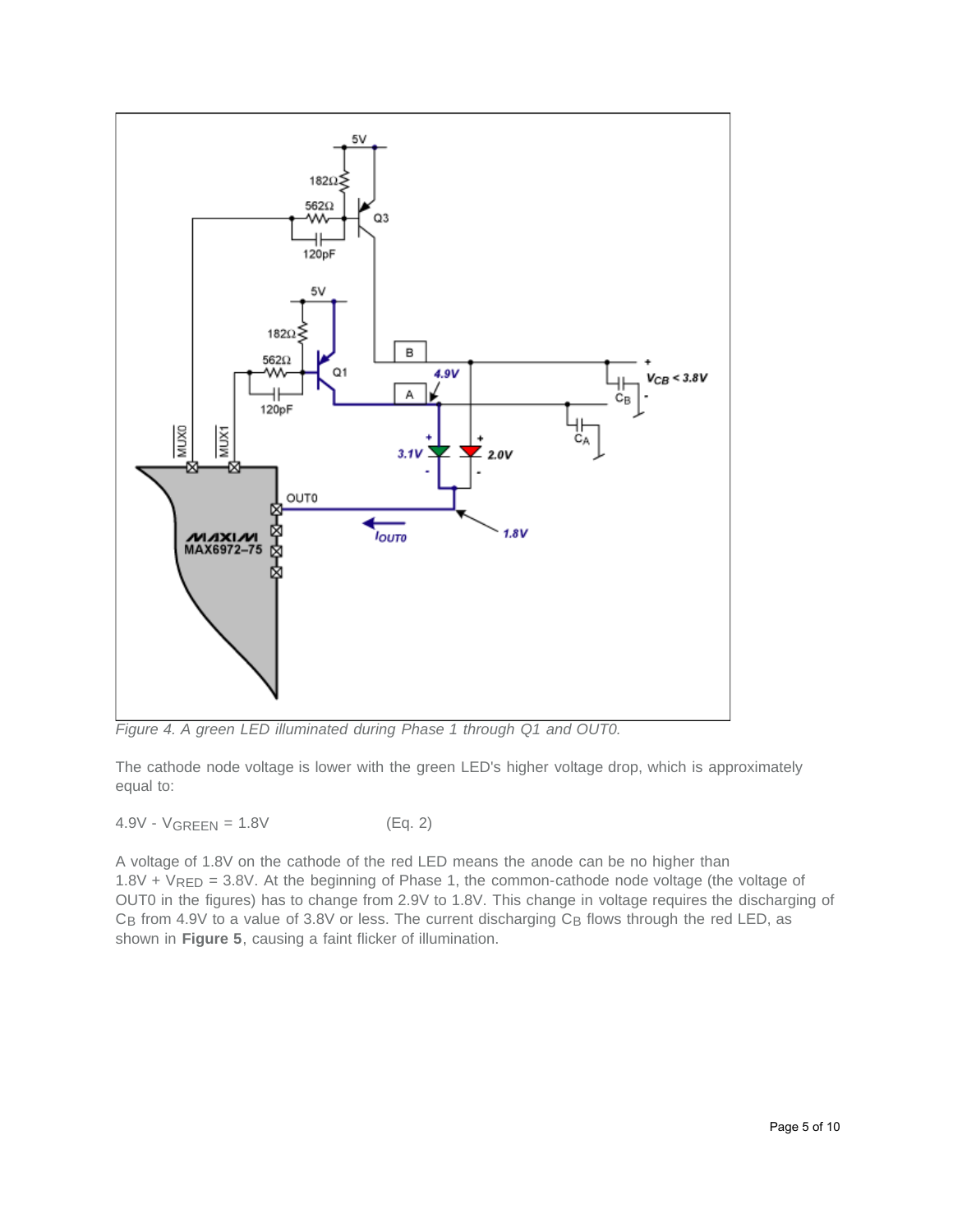Figure 4. A green LED illuminated during Phase 1 through Q1 and OUT0.

The cathode node voltage is lower with the green LED's higher voltage drop, which is approximately equal to:

$$4.9V - V_{GREEN} = 1.8V \quad \text{(Eq. 2)}$$

A voltage of 1.8V on the cathode of the red LED means the anode can be no higher than 1.8V + $V_{RED}$ = 3.8V. At the beginning of Phase 1, the common-cathode node voltage (the voltage of OUT0 in the figures) has to change from 2.9V to 1.8V. This change in voltage requires the discharging of $C_B$ from 4.9V to a value of 3.8V or less. The current discharging $C_B$ flows through the red LED, as shown in **Figure 5**, causing a faint flicker of illumination.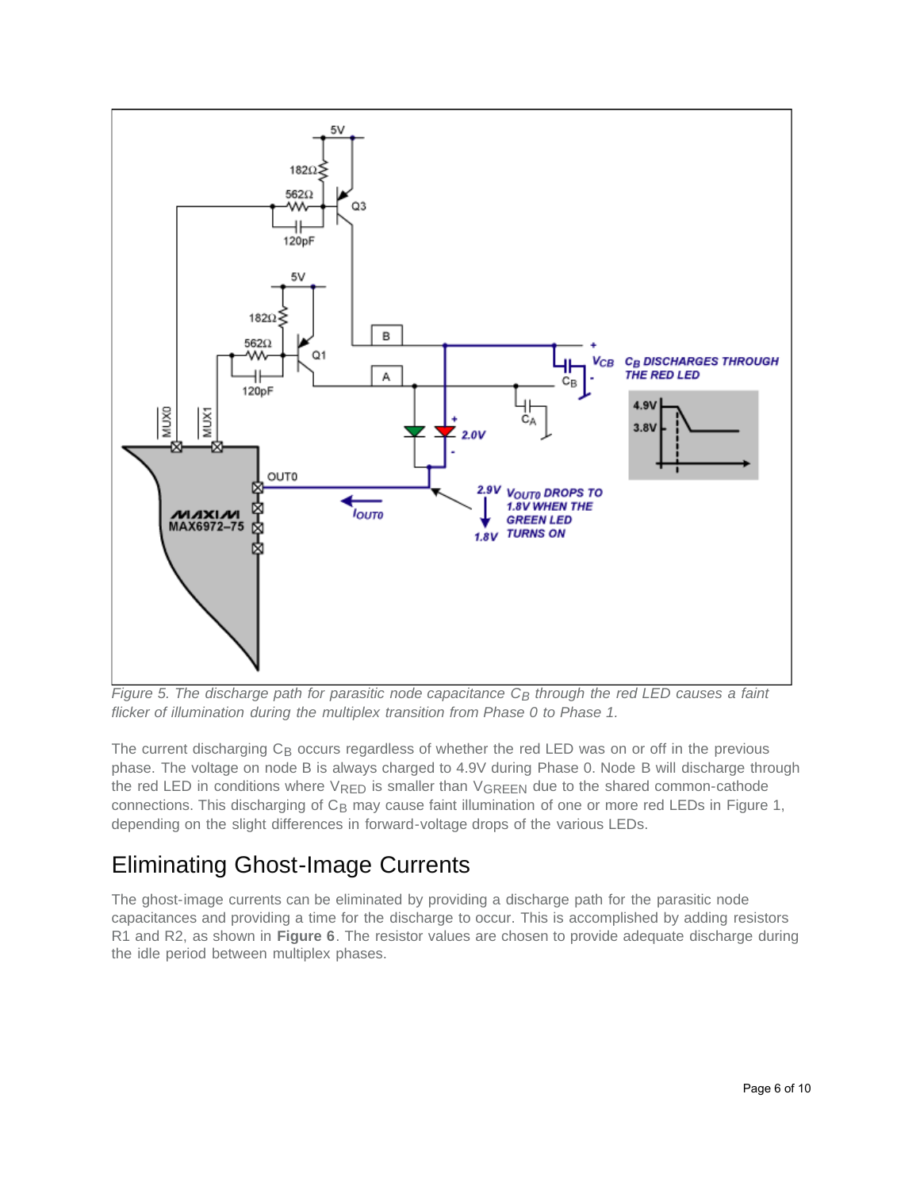*Figure 5. The discharge path for parasitic node capacitance $C_B$ through the red LED causes a faint flicker of illumination during the multiplex transition from Phase 0 to Phase 1.*

The current discharging $C_B$ occurs regardless of whether the red LED was on or off in the previous phase. The voltage on node B is always charged to 4.9V during Phase 0. Node B will discharge through the red LED in conditions where $V_{RED}$ is smaller than $V_{GREEN}$ due to the shared common-cathode connections. This discharging of $C_B$ may cause faint illumination of one or more red LEDs in Figure 1, depending on the slight differences in forward-voltage drops of the various LEDs.

## Eliminating Ghost-Image Currents

The ghost-image currents can be eliminated by providing a discharge path for the parasitic node capacitances and providing a time for the discharge to occur. This is accomplished by adding resistors R1 and R2, as shown in **Figure 6**. The resistor values are chosen to provide adequate discharge during the idle period between multiplex phases.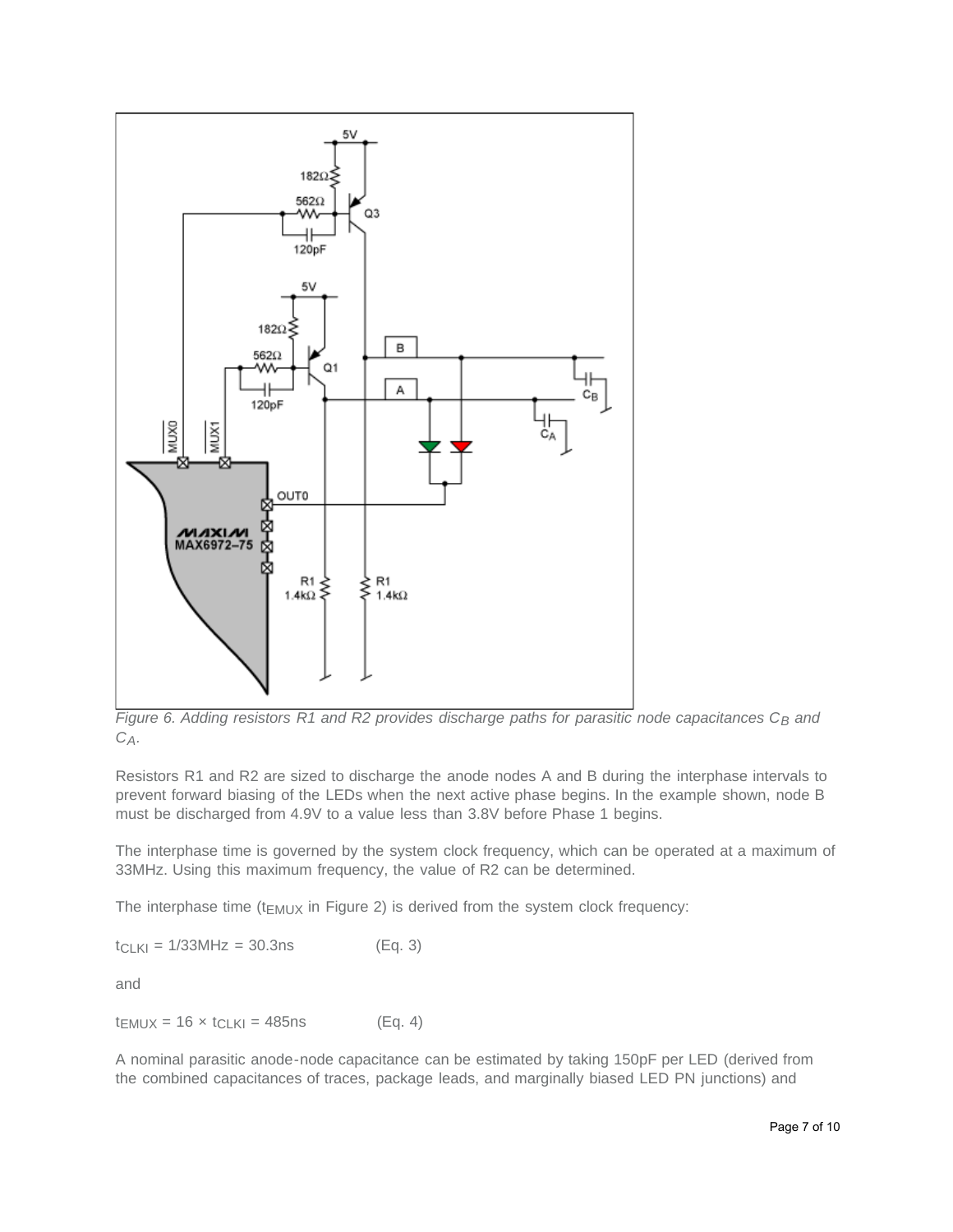*Figure 6. Adding resistors R1 and R2 provides discharge paths for parasitic node capacitances $C_B$ and $C_A$.*

Resistors R1 and R2 are sized to discharge the anode nodes A and B during the interphase intervals to prevent forward biasing of the LEDs when the next active phase begins. In the example shown, node B must be discharged from 4.9V to a value less than 3.8V before Phase 1 begins.

The interphase time is governed by the system clock frequency, which can be operated at a maximum of 33MHz. Using this maximum frequency, the value of R2 can be determined.

The interphase time ($t_{EMUX}$ in Figure 2) is derived from the system clock frequency:

$$t_{CLKI} = 1/33\text{MHz} = 30.3\text{ns} \qquad \text{(Eq. 3)}$$

and

$$t_{EMUX} = 16 \times t_{CLKI} = 485\text{ns} \qquad \text{(Eq. 4)}$$

A nominal parasitic anode-node capacitance can be estimated by taking 150pF per LED (derived from the combined capacitances of traces, package leads, and marginally biased LED PN junctions) and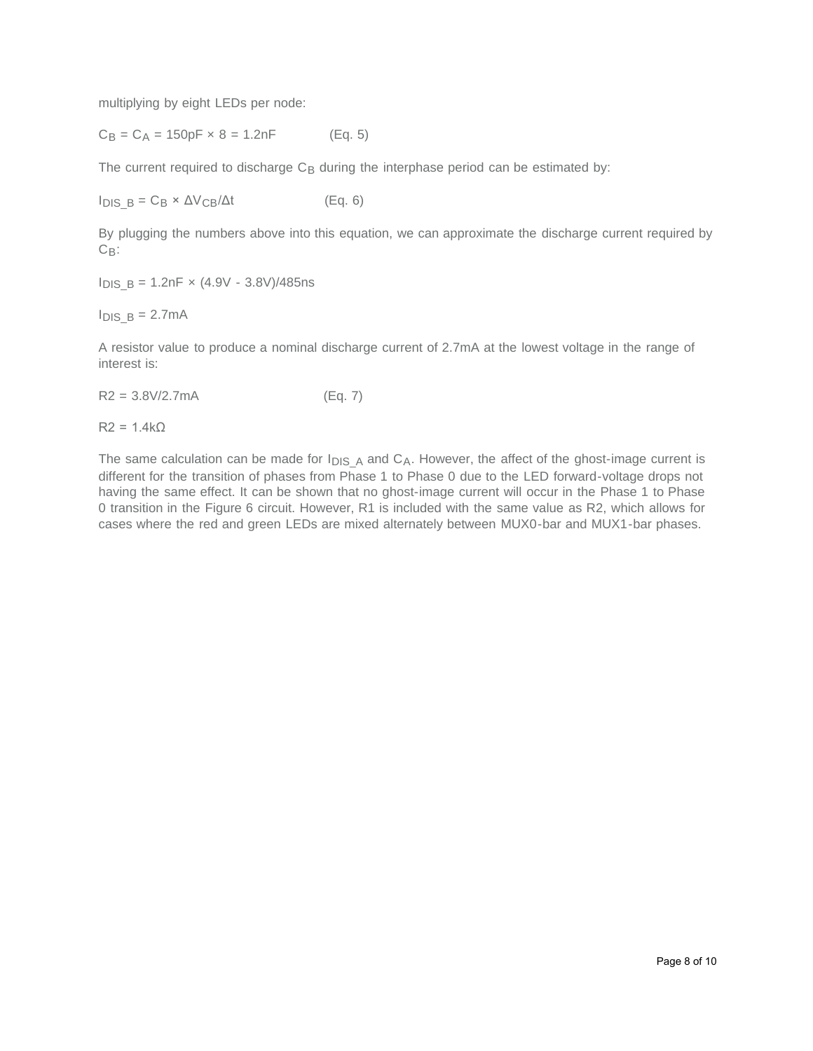multiplying by eight LEDs per node:

$C_B = C_A = 150pF \times 8 = 1.2nF$ (Eq. 5)

The current required to discharge $C_B$ during the interphase period can be estimated by:

$I_{DIS\_B} = C_B \times \Delta V_{CB}/\Delta t$ (Eq. 6)

By plugging the numbers above into this equation, we can approximate the discharge current required by $C_B$:

$I_{DIS\_B} = 1.2nF \times (4.9V - 3.8V)/485ns$

$I_{DIS\_B} = 2.7mA$

A resistor value to produce a nominal discharge current of 2.7mA at the lowest voltage in the range of interest is:

$R2 = 3.8V/2.7mA$ (Eq. 7)

$R2 = 1.4k\Omega$

The same calculation can be made for $I_{DIS\_A}$ and $C_A$. However, the affect of the ghost-image current is different for the transition of phases from Phase 1 to Phase 0 due to the LED forward-voltage drops not having the same effect. It can be shown that no ghost-image current will occur in the Phase 1 to Phase 0 transition in the Figure 6 circuit. However, R1 is included with the same value as R2, which allows for cases where the red and green LEDs are mixed alternately between MUX0-bar and MUX1-bar phases.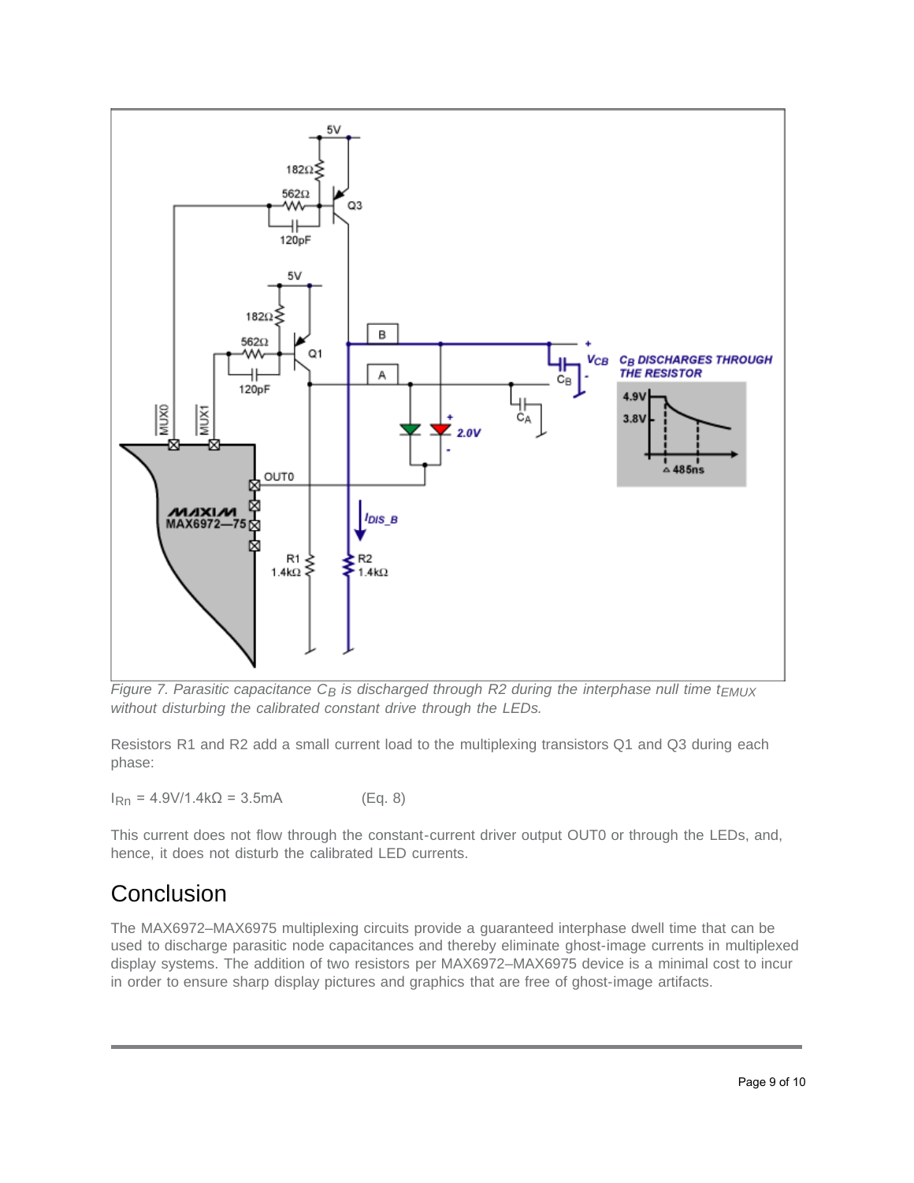*Figure 7. Parasitic capacitance $C_B$ is discharged through R2 during the interphase null time $t_{EMUX}$ without disturbing the calibrated constant drive through the LEDs.*

Resistors R1 and R2 add a small current load to the multiplexing transistors Q1 and Q3 during each phase:

$I_{Rn}$ = 4.9V/1.4kΩ = 3.5mA (Eq. 8)

This current does not flow through the constant-current driver output OUT0 or through the LEDs, and, hence, it does not disturb the calibrated LED currents.

## Conclusion

The MAX6972–MAX6975 multiplexing circuits provide a guaranteed interphase dwell time that can be used to discharge parasitic node capacitances and thereby eliminate ghost-image currents in multiplexed display systems. The addition of two resistors per MAX6972–MAX6975 device is a minimal cost to incur in order to ensure sharp display pictures and graphics that are free of ghost-image artifacts.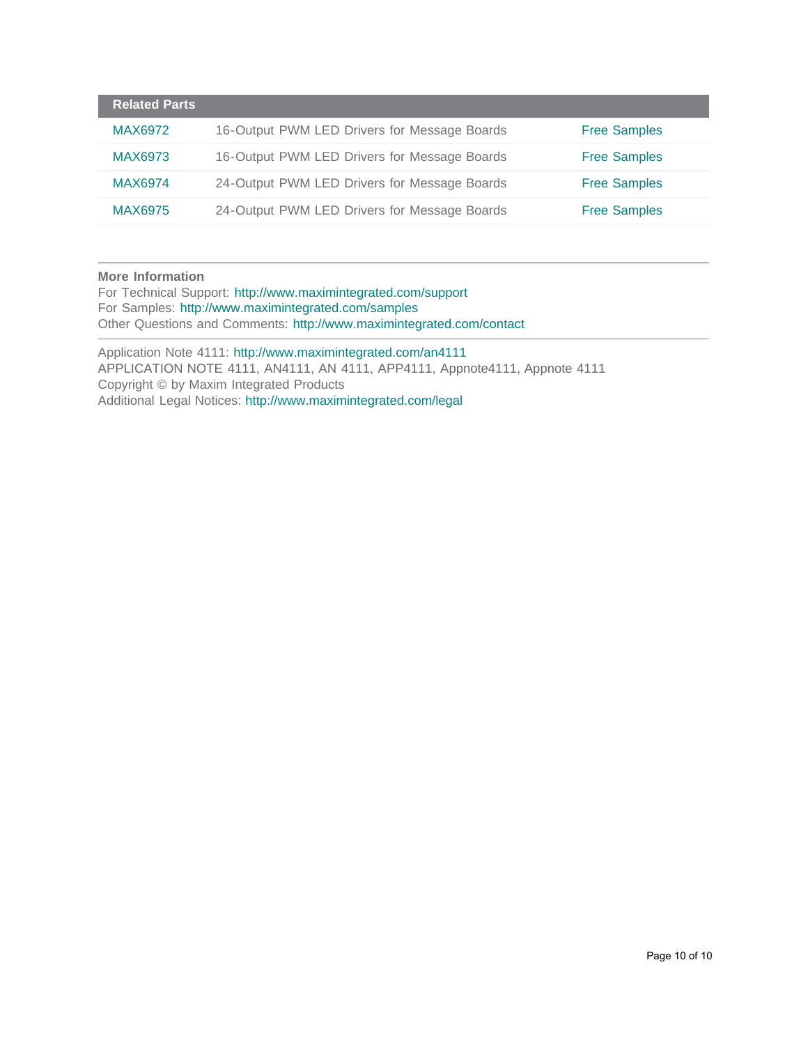| Related Parts | | |
|---|---|---|
| MAX6972 | 16-Output PWM LED Drivers for Message Boards | Free Samples |
| MAX6973 | 16-Output PWM LED Drivers for Message Boards | Free Samples |
| MAX6974 | 24-Output PWM LED Drivers for Message Boards | Free Samples |
| MAX6975 | 24-Output PWM LED Drivers for Message Boards | Free Samples |

**More Information**
For Technical Support: http://www.maximintegrated.com/support
For Samples: http://www.maximintegrated.com/samples
Other Questions and Comments: http://www.maximintegrated.com/contact

Application Note 4111: http://www.maximintegrated.com/an4111
APPLICATION NOTE 4111, AN4111, AN 4111, APP4111, Appnote4111, Appnote 4111
Copyright © by Maxim Integrated Products
Additional Legal Notices: http://www.maximintegrated.com/legal